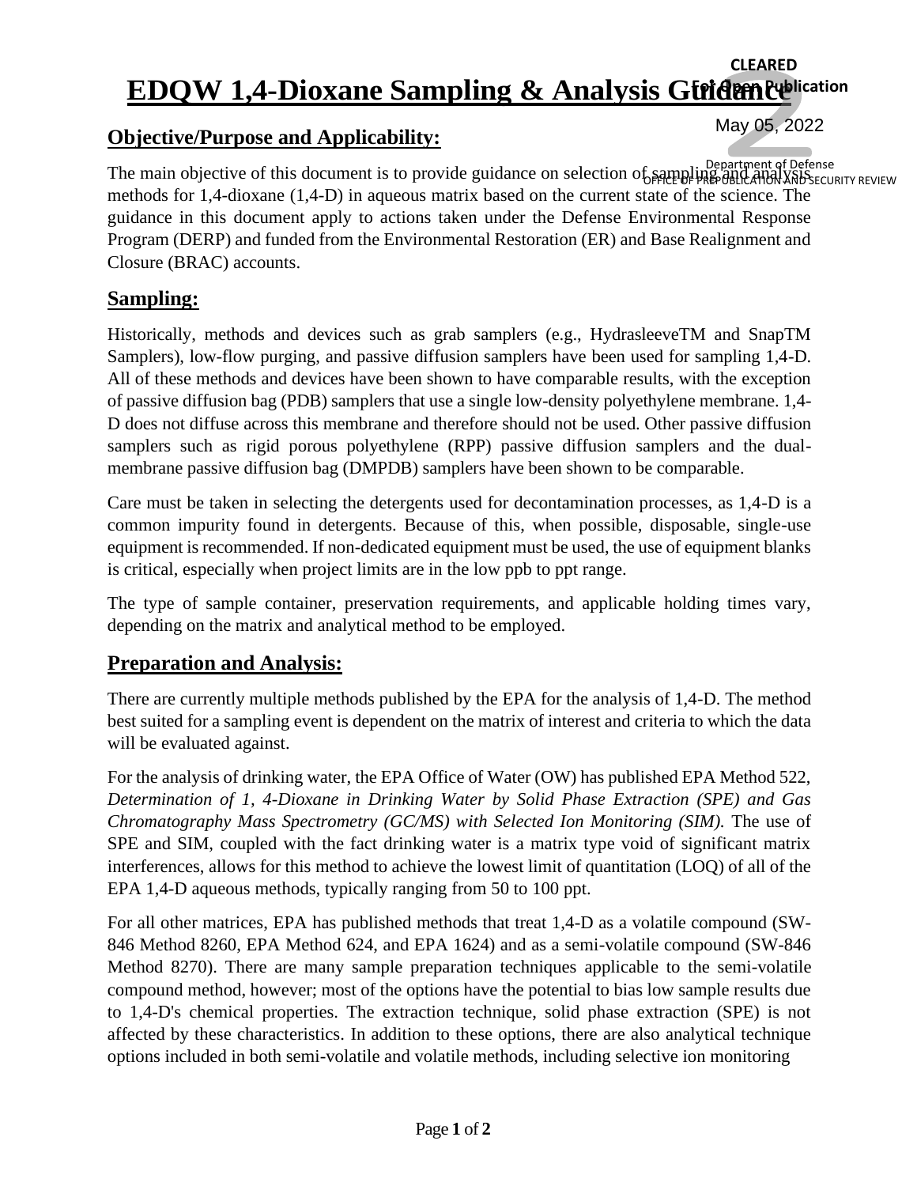CLEARED
For Open Publication

May 05, 2022

Department of Defense
OFFICE OF PREPUBLICATION AND SECURITY REVIEW

# EDQW 1,4-Dioxane Sampling & Analysis Guidance

## Objective/Purpose and Applicability:

The main objective of this document is to provide guidance on selection of sampling and analysis methods for 1,4-dioxane (1,4-D) in aqueous matrix based on the current state of the science. The guidance in this document apply to actions taken under the Defense Environmental Response Program (DERP) and funded from the Environmental Restoration (ER) and Base Realignment and Closure (BRAC) accounts.

## Sampling:

Historically, methods and devices such as grab samplers (e.g., HydrasleeveTM and SnapTM Samplers), low-flow purging, and passive diffusion samplers have been used for sampling 1,4-D. All of these methods and devices have been shown to have comparable results, with the exception of passive diffusion bag (PDB) samplers that use a single low-density polyethylene membrane. 1,4-D does not diffuse across this membrane and therefore should not be used. Other passive diffusion samplers such as rigid porous polyethylene (RPP) passive diffusion samplers and the dual-membrane passive diffusion bag (DMPDB) samplers have been shown to be comparable.

Care must be taken in selecting the detergents used for decontamination processes, as 1,4-D is a common impurity found in detergents. Because of this, when possible, disposable, single-use equipment is recommended. If non-dedicated equipment must be used, the use of equipment blanks is critical, especially when project limits are in the low ppb to ppt range.

The type of sample container, preservation requirements, and applicable holding times vary, depending on the matrix and analytical method to be employed.

## Preparation and Analysis:

There are currently multiple methods published by the EPA for the analysis of 1,4-D. The method best suited for a sampling event is dependent on the matrix of interest and criteria to which the data will be evaluated against.

For the analysis of drinking water, the EPA Office of Water (OW) has published EPA Method 522, *Determination of 1, 4-Dioxane in Drinking Water by Solid Phase Extraction (SPE) and Gas Chromatography Mass Spectrometry (GC/MS) with Selected Ion Monitoring (SIM).* The use of SPE and SIM, coupled with the fact drinking water is a matrix type void of significant matrix interferences, allows for this method to achieve the lowest limit of quantitation (LOQ) of all of the EPA 1,4-D aqueous methods, typically ranging from 50 to 100 ppt.

For all other matrices, EPA has published methods that treat 1,4-D as a volatile compound (SW-846 Method 8260, EPA Method 624, and EPA 1624) and as a semi-volatile compound (SW-846 Method 8270). There are many sample preparation techniques applicable to the semi-volatile compound method, however; most of the options have the potential to bias low sample results due to 1,4-D's chemical properties. The extraction technique, solid phase extraction (SPE) is not affected by these characteristics. In addition to these options, there are also analytical technique options included in both semi-volatile and volatile methods, including selective ion monitoring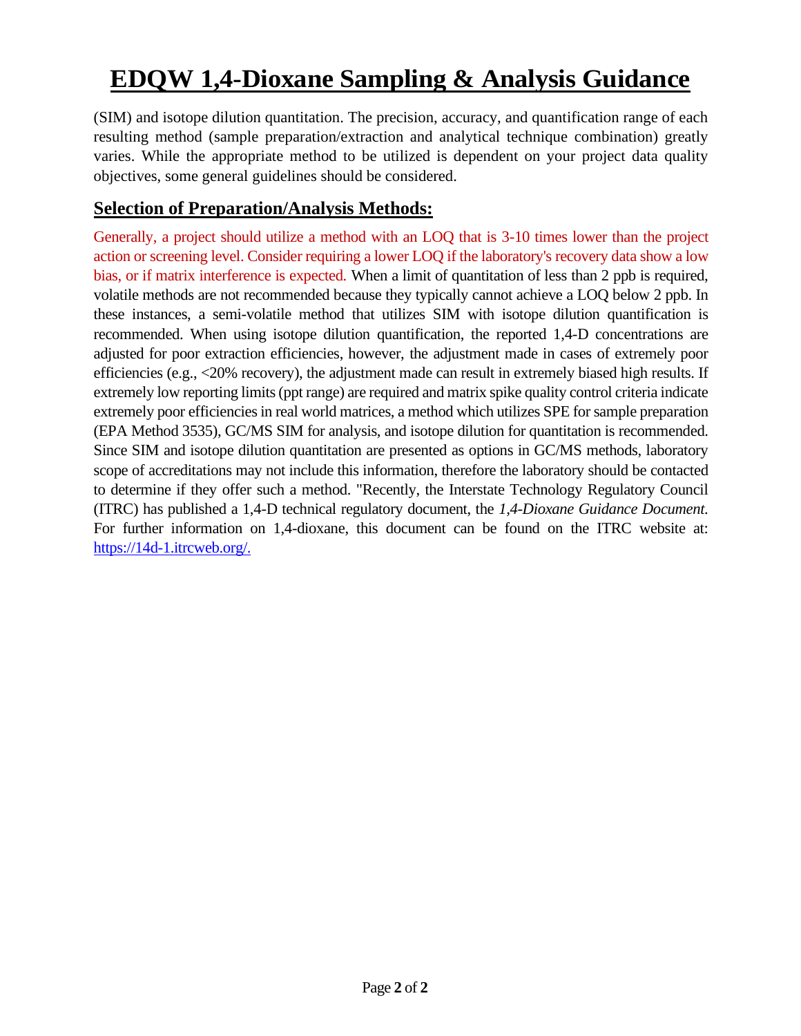(SIM) and isotope dilution quantitation. The precision, accuracy, and quantification range of each resulting method (sample preparation/extraction and analytical technique combination) greatly varies. While the appropriate method to be utilized is dependent on your project data quality objectives, some general guidelines should be considered.

## Selection of Preparation/Analysis Methods:

Generally, a project should utilize a method with an LOQ that is 3-10 times lower than the project action or screening level. Consider requiring a lower LOQ if the laboratory's recovery data show a low bias, or if matrix interference is expected. When a limit of quantitation of less than 2 ppb is required, volatile methods are not recommended because they typically cannot achieve a LOQ below 2 ppb. In these instances, a semi-volatile method that utilizes SIM with isotope dilution quantification is recommended. When using isotope dilution quantification, the reported 1,4-D concentrations are adjusted for poor extraction efficiencies, however, the adjustment made in cases of extremely poor efficiencies (e.g., <20% recovery), the adjustment made can result in extremely biased high results. If extremely low reporting limits (ppt range) are required and matrix spike quality control criteria indicate extremely poor efficiencies in real world matrices, a method which utilizes SPE for sample preparation (EPA Method 3535), GC/MS SIM for analysis, and isotope dilution for quantitation is recommended. Since SIM and isotope dilution quantitation are presented as options in GC/MS methods, laboratory scope of accreditations may not include this information, therefore the laboratory should be contacted to determine if they offer such a method. "Recently, the Interstate Technology Regulatory Council (ITRC) has published a 1,4-D technical regulatory document, the *1,4-Dioxane Guidance Document*. For further information on 1,4-dioxane, this document can be found on the ITRC website at: https://14d-1.itrcweb.org/.